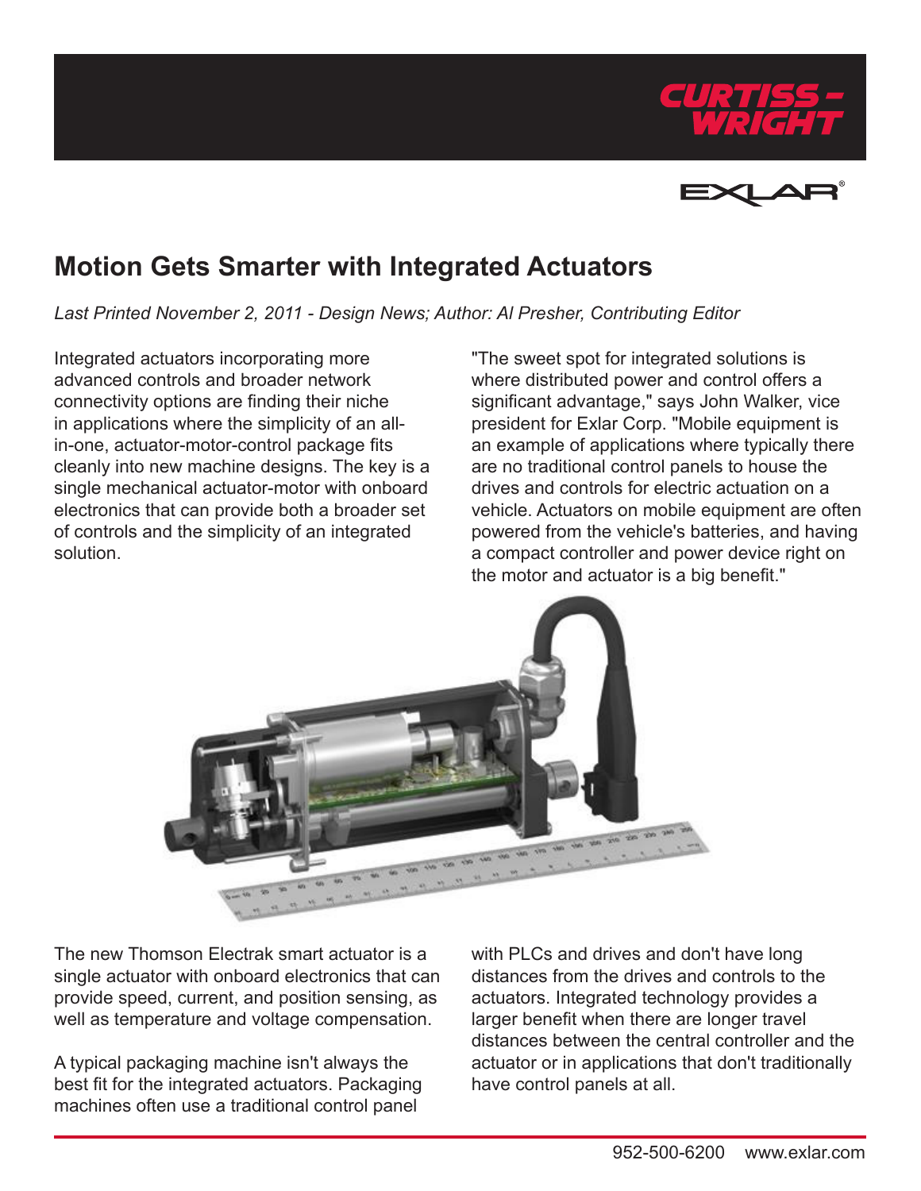# Motion Gets Smarter with Integrated Actuators

*Last Printed November 2, 2011 - Design News; Author: Al Presher, Contributing Editor*

Integrated actuators incorporating more advanced controls and broader network connectivity options are finding their niche in applications where the simplicity of an all-in-one, actuator-motor-control package fits cleanly into new machine designs. The key is a single mechanical actuator-motor with onboard electronics that can provide both a broader set of controls and the simplicity of an integrated solution.

"The sweet spot for integrated solutions is where distributed power and control offers a significant advantage," says John Walker, vice president for Exlar Corp. "Mobile equipment is an example of applications where typically there are no traditional control panels to house the drives and controls for electric actuation on a vehicle. Actuators on mobile equipment are often powered from the vehicle's batteries, and having a compact controller and power device right on the motor and actuator is a big benefit."

The new Thomson Electrak smart actuator is a single actuator with onboard electronics that can provide speed, current, and position sensing, as well as temperature and voltage compensation.

A typical packaging machine isn't always the best fit for the integrated actuators. Packaging machines often use a traditional control panel with PLCs and drives and don't have long distances from the drives and controls to the actuators. Integrated technology provides a larger benefit when there are longer travel distances between the central controller and the actuator or in applications that don't traditionally have control panels at all.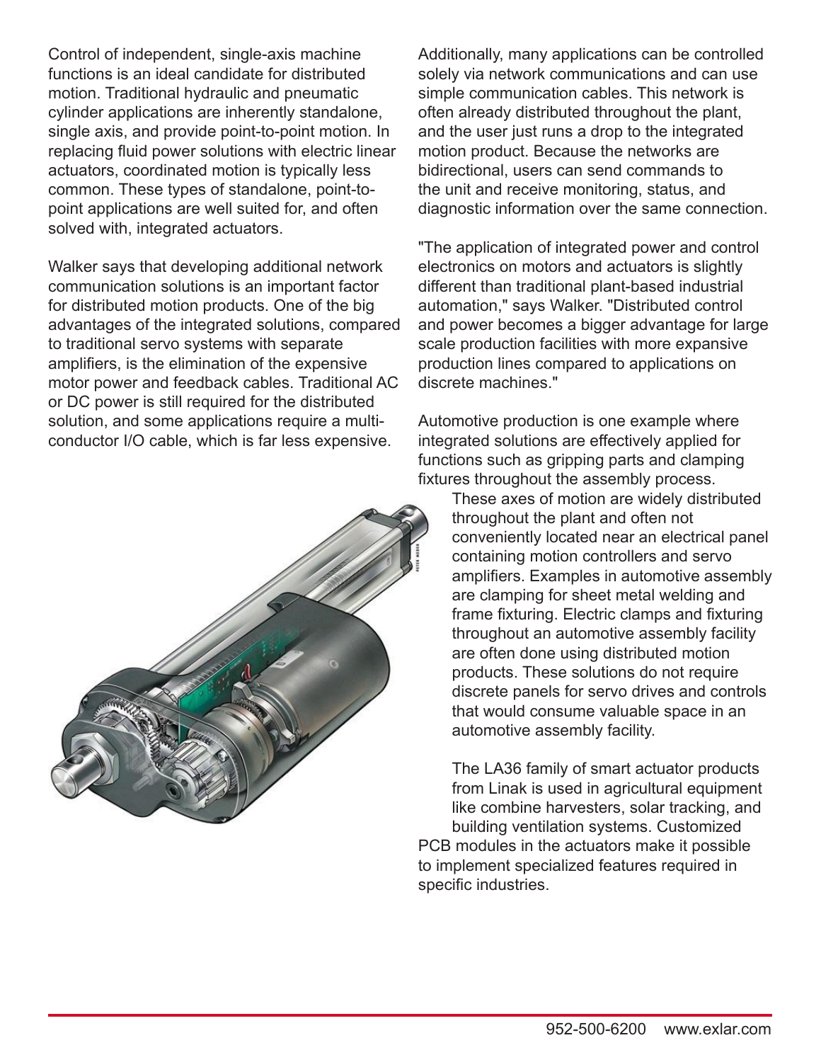Control of independent, single-axis machine functions is an ideal candidate for distributed motion. Traditional hydraulic and pneumatic cylinder applications are inherently standalone, single axis, and provide point-to-point motion. In replacing fluid power solutions with electric linear actuators, coordinated motion is typically less common. These types of standalone, point-to-point applications are well suited for, and often solved with, integrated actuators.

Walker says that developing additional network communication solutions is an important factor for distributed motion products. One of the big advantages of the integrated solutions, compared to traditional servo systems with separate amplifiers, is the elimination of the expensive motor power and feedback cables. Traditional AC or DC power is still required for the distributed solution, and some applications require a multi-conductor I/O cable, which is far less expensive.

Additionally, many applications can be controlled solely via network communications and can use simple communication cables. This network is often already distributed throughout the plant, and the user just runs a drop to the integrated motion product. Because the networks are bidirectional, users can send commands to the unit and receive monitoring, status, and diagnostic information over the same connection.

"The application of integrated power and control electronics on motors and actuators is slightly different than traditional plant-based industrial automation," says Walker. "Distributed control and power becomes a bigger advantage for large scale production facilities with more expansive production lines compared to applications on discrete machines."

Automotive production is one example where integrated solutions are effectively applied for functions such as gripping parts and clamping fixtures throughout the assembly process. These axes of motion are widely distributed throughout the plant and often not conveniently located near an electrical panel containing motion controllers and servo amplifiers. Examples in automotive assembly are clamping for sheet metal welding and frame fixturing. Electric clamps and fixturing throughout an automotive assembly facility are often done using distributed motion products. These solutions do not require discrete panels for servo drives and controls that would consume valuable space in an automotive assembly facility.

The LA36 family of smart actuator products from Linak is used in agricultural equipment like combine harvesters, solar tracking, and building ventilation systems. Customized PCB modules in the actuators make it possible to implement specialized features required in specific industries.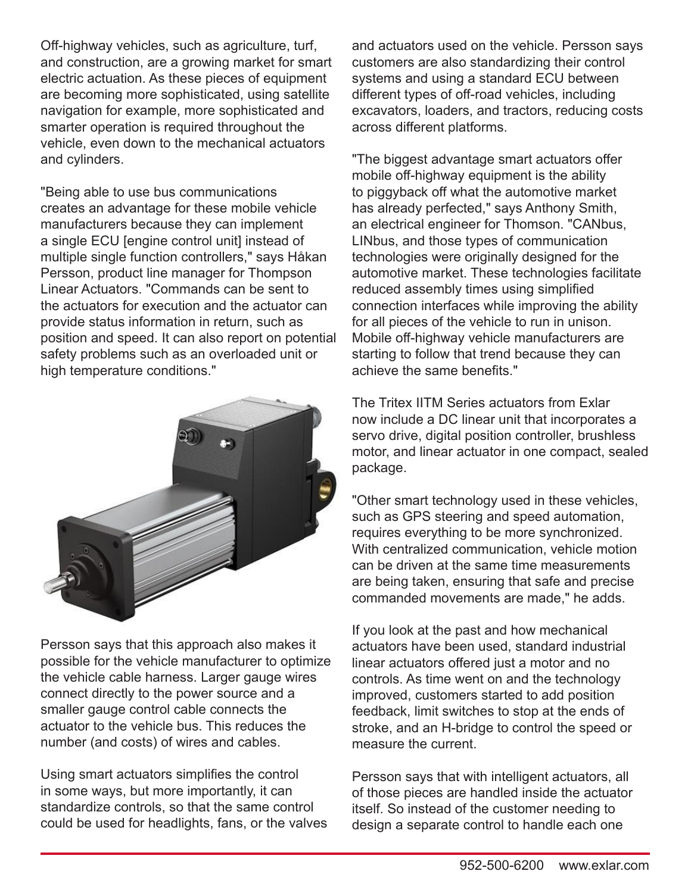Off-highway vehicles, such as agriculture, turf, and construction, are a growing market for smart electric actuation. As these pieces of equipment are becoming more sophisticated, using satellite navigation for example, more sophisticated and smarter operation is required throughout the vehicle, even down to the mechanical actuators and cylinders.

"Being able to use bus communications creates an advantage for these mobile vehicle manufacturers because they can implement a single ECU [engine control unit] instead of multiple single function controllers," says Håkan Persson, product line manager for Thompson Linear Actuators. "Commands can be sent to the actuators for execution and the actuator can provide status information in return, such as position and speed. It can also report on potential safety problems such as an overloaded unit or high temperature conditions."

Persson says that this approach also makes it possible for the vehicle manufacturer to optimize the vehicle cable harness. Larger gauge wires connect directly to the power source and a smaller gauge control cable connects the actuator to the vehicle bus. This reduces the number (and costs) of wires and cables.

Using smart actuators simplifies the control in some ways, but more importantly, it can standardize controls, so that the same control could be used for headlights, fans, or the valves and actuators used on the vehicle. Persson says customers are also standardizing their control systems and using a standard ECU between different types of off-road vehicles, including excavators, loaders, and tractors, reducing costs across different platforms.

"The biggest advantage smart actuators offer mobile off-highway equipment is the ability to piggyback off what the automotive market has already perfected," says Anthony Smith, an electrical engineer for Thomson. "CANbus, LINbus, and those types of communication technologies were originally designed for the automotive market. These technologies facilitate reduced assembly times using simplified connection interfaces while improving the ability for all pieces of the vehicle to run in unison. Mobile off-highway vehicle manufacturers are starting to follow that trend because they can achieve the same benefits."

The Tritex IITM Series actuators from Exlar now include a DC linear unit that incorporates a servo drive, digital position controller, brushless motor, and linear actuator in one compact, sealed package.

"Other smart technology used in these vehicles, such as GPS steering and speed automation, requires everything to be more synchronized. With centralized communication, vehicle motion can be driven at the same time measurements are being taken, ensuring that safe and precise commanded movements are made," he adds.

If you look at the past and how mechanical actuators have been used, standard industrial linear actuators offered just a motor and no controls. As time went on and the technology improved, customers started to add position feedback, limit switches to stop at the ends of stroke, and an H-bridge to control the speed or measure the current.

Persson says that with intelligent actuators, all of those pieces are handled inside the actuator itself. So instead of the customer needing to design a separate control to handle each one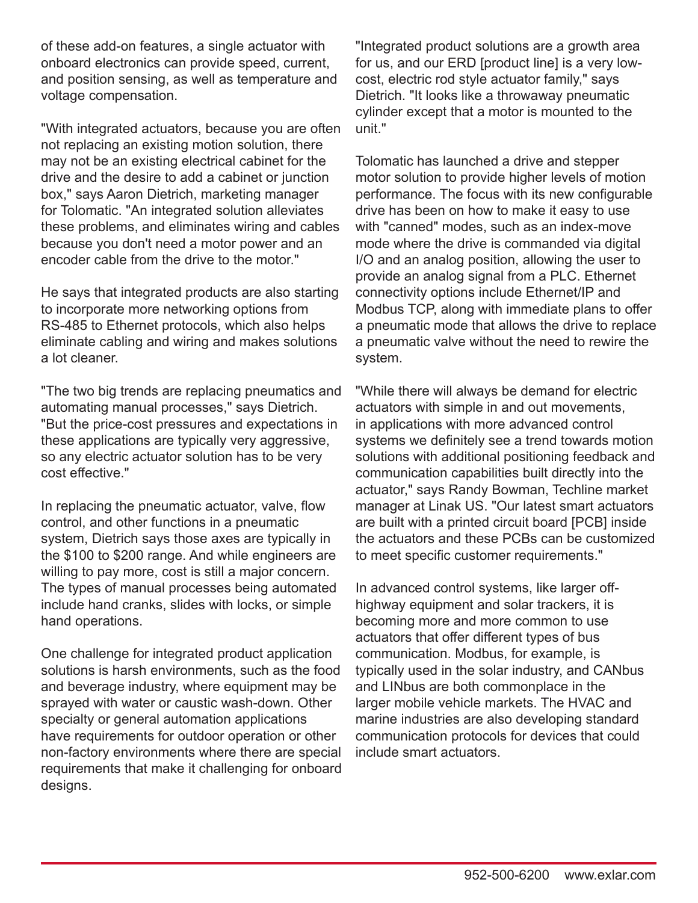of these add-on features, a single actuator with onboard electronics can provide speed, current, and position sensing, as well as temperature and voltage compensation.

"With integrated actuators, because you are often not replacing an existing motion solution, there may not be an existing electrical cabinet for the drive and the desire to add a cabinet or junction box," says Aaron Dietrich, marketing manager for Tolomatic. "An integrated solution alleviates these problems, and eliminates wiring and cables because you don't need a motor power and an encoder cable from the drive to the motor."

He says that integrated products are also starting to incorporate more networking options from RS-485 to Ethernet protocols, which also helps eliminate cabling and wiring and makes solutions a lot cleaner.

"The two big trends are replacing pneumatics and automating manual processes," says Dietrich. "But the price-cost pressures and expectations in these applications are typically very aggressive, so any electric actuator solution has to be very cost effective."

In replacing the pneumatic actuator, valve, flow control, and other functions in a pneumatic system, Dietrich says those axes are typically in the $100 to $200 range. And while engineers are willing to pay more, cost is still a major concern. The types of manual processes being automated include hand cranks, slides with locks, or simple hand operations.

One challenge for integrated product application solutions is harsh environments, such as the food and beverage industry, where equipment may be sprayed with water or caustic wash-down. Other specialty or general automation applications have requirements for outdoor operation or other non-factory environments where there are special requirements that make it challenging for onboard designs.

"Integrated product solutions are a growth area for us, and our ERD [product line] is a very low-cost, electric rod style actuator family," says Dietrich. "It looks like a throwaway pneumatic cylinder except that a motor is mounted to the unit."

Tolomatic has launched a drive and stepper motor solution to provide higher levels of motion performance. The focus with its new configurable drive has been on how to make it easy to use with "canned" modes, such as an index-move mode where the drive is commanded via digital I/O and an analog position, allowing the user to provide an analog signal from a PLC. Ethernet connectivity options include Ethernet/IP and Modbus TCP, along with immediate plans to offer a pneumatic mode that allows the drive to replace a pneumatic valve without the need to rewire the system.

"While there will always be demand for electric actuators with simple in and out movements, in applications with more advanced control systems we definitely see a trend towards motion solutions with additional positioning feedback and communication capabilities built directly into the actuator," says Randy Bowman, Techline market manager at Linak US. "Our latest smart actuators are built with a printed circuit board [PCB] inside the actuators and these PCBs can be customized to meet specific customer requirements."

In advanced control systems, like larger off-highway equipment and solar trackers, it is becoming more and more common to use actuators that offer different types of bus communication. Modbus, for example, is typically used in the solar industry, and CANbus and LINbus are both commonplace in the larger mobile vehicle markets. The HVAC and marine industries are also developing standard communication protocols for devices that could include smart actuators.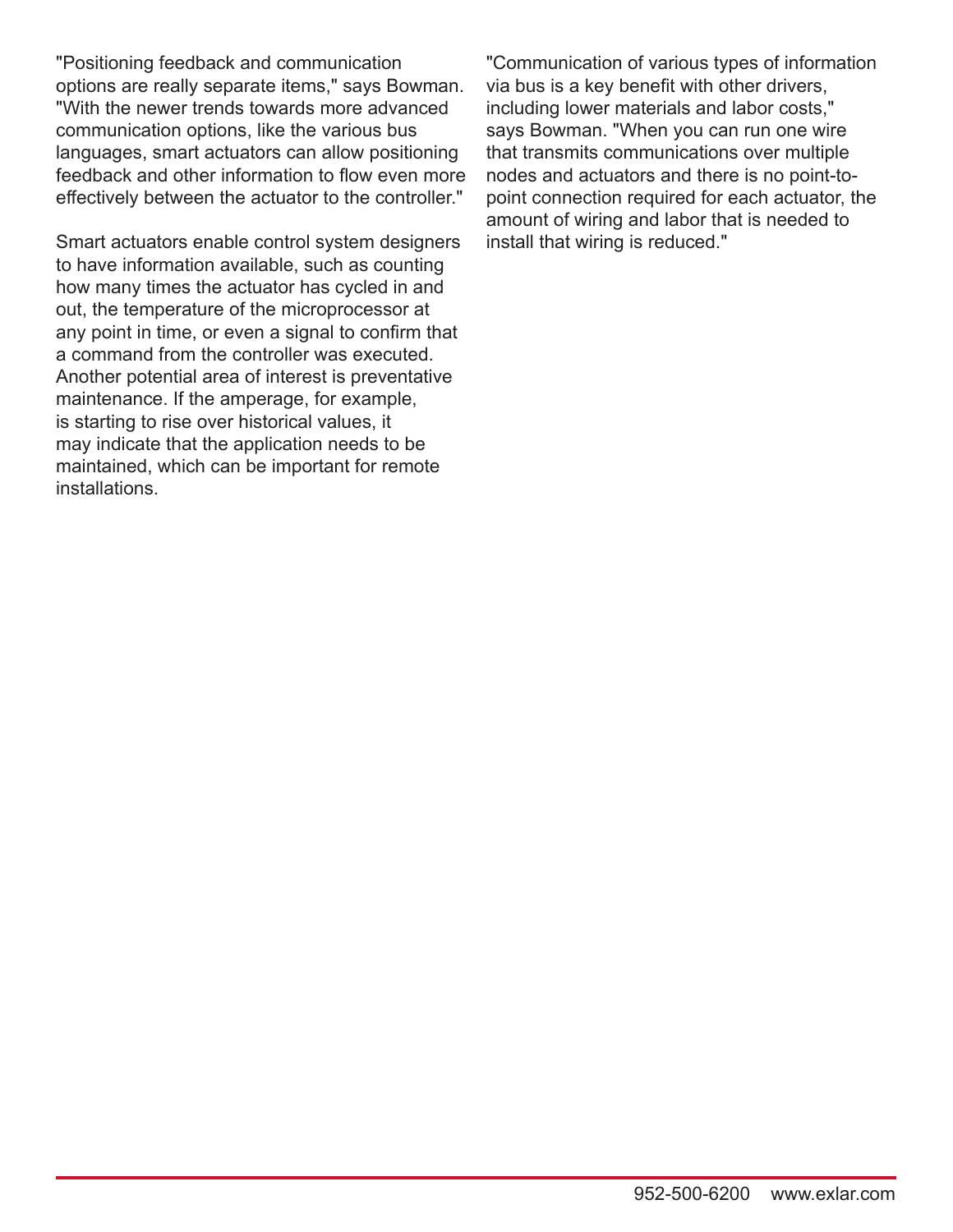"Positioning feedback and communication options are really separate items," says Bowman. "With the newer trends towards more advanced communication options, like the various bus languages, smart actuators can allow positioning feedback and other information to flow even more effectively between the actuator to the controller."

Smart actuators enable control system designers to have information available, such as counting how many times the actuator has cycled in and out, the temperature of the microprocessor at any point in time, or even a signal to confirm that a command from the controller was executed. Another potential area of interest is preventative maintenance. If the amperage, for example, is starting to rise over historical values, it may indicate that the application needs to be maintained, which can be important for remote installations.

"Communication of various types of information via bus is a key benefit with other drivers, including lower materials and labor costs," says Bowman. "When you can run one wire that transmits communications over multiple nodes and actuators and there is no point-to-point connection required for each actuator, the amount of wiring and labor that is needed to install that wiring is reduced."